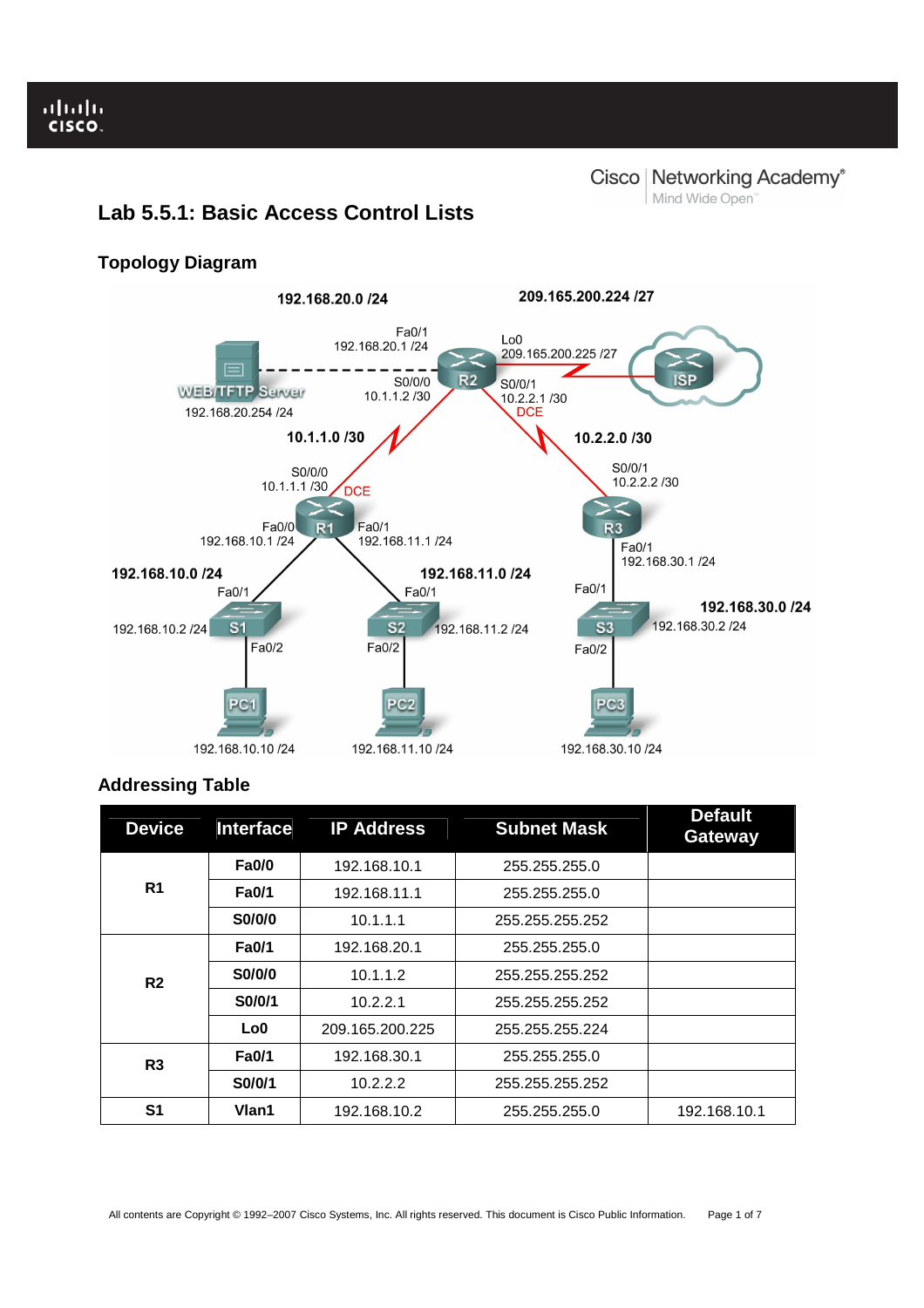Cisco | Networking Academy®
Mind Wide Open™

# Lab 5.5.1: Basic Access Control Lists

## Topology Diagram

## Addressing Table

| Device | Interface | IP Address | Subnet Mask | Default Gateway |
|---|---|---|---|---|
| R1 | Fa0/0 | 192.168.10.1 | 255.255.255.0 | |
| | Fa0/1 | 192.168.11.1 | 255.255.255.0 | |
| | S0/0/0 | 10.1.1.1 | 255.255.255.252 | |
| R2 | Fa0/1 | 192.168.20.1 | 255.255.255.0 | |
| | S0/0/0 | 10.1.1.2 | 255.255.255.252 | |
| | S0/0/1 | 10.2.2.1 | 255.255.255.252 | |
| | Lo0 | 209.165.200.225 | 255.255.255.224 | |
| R3 | Fa0/1 | 192.168.30.1 | 255.255.255.0 | |
| | S0/0/1 | 10.2.2.2 | 255.255.255.252 | |
| S1 | Vlan1 | 192.168.10.2 | 255.255.255.0 | 192.168.10.1 |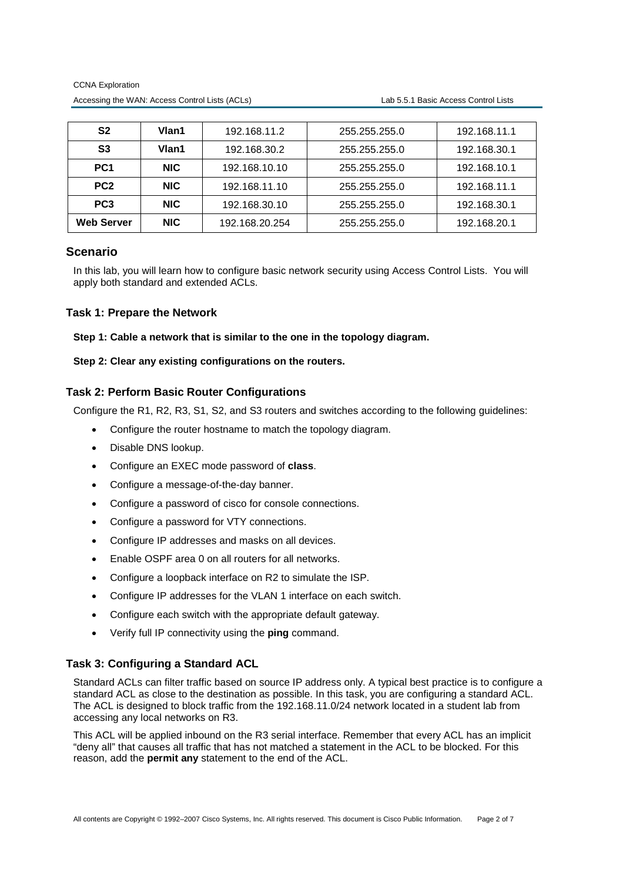| S2 | Vlan1 | 192.168.11.2 | 255.255.255.0 | 192.168.11.1 |
|---|---|---|---|---|
| S3 | Vlan1 | 192.168.30.2 | 255.255.255.0 | 192.168.30.1 |
| PC1 | NIC | 192.168.10.10 | 255.255.255.0 | 192.168.10.1 |
| PC2 | NIC | 192.168.11.10 | 255.255.255.0 | 192.168.11.1 |
| PC3 | NIC | 192.168.30.10 | 255.255.255.0 | 192.168.30.1 |
| Web Server | NIC | 192.168.20.254 | 255.255.255.0 | 192.168.20.1 |

## Scenario

In this lab, you will learn how to configure basic network security using Access Control Lists. You will apply both standard and extended ACLs.

### Task 1: Prepare the Network

**Step 1: Cable a network that is similar to the one in the topology diagram.**

**Step 2: Clear any existing configurations on the routers.**

### Task 2: Perform Basic Router Configurations

Configure the R1, R2, R3, S1, S2, and S3 routers and switches according to the following guidelines:

- Configure the router hostname to match the topology diagram.
- Disable DNS lookup.
- Configure an EXEC mode password of **class**.
- Configure a message-of-the-day banner.
- Configure a password of cisco for console connections.
- Configure a password for VTY connections.
- Configure IP addresses and masks on all devices.
- Enable OSPF area 0 on all routers for all networks.
- Configure a loopback interface on R2 to simulate the ISP.
- Configure IP addresses for the VLAN 1 interface on each switch.
- Configure each switch with the appropriate default gateway.
- Verify full IP connectivity using the **ping** command.

### Task 3: Configuring a Standard ACL

Standard ACLs can filter traffic based on source IP address only. A typical best practice is to configure a standard ACL as close to the destination as possible. In this task, you are configuring a standard ACL. The ACL is designed to block traffic from the 192.168.11.0/24 network located in a student lab from accessing any local networks on R3.

This ACL will be applied inbound on the R3 serial interface. Remember that every ACL has an implicit "deny all" that causes all traffic that has not matched a statement in the ACL to be blocked. For this reason, add the **permit any** statement to the end of the ACL.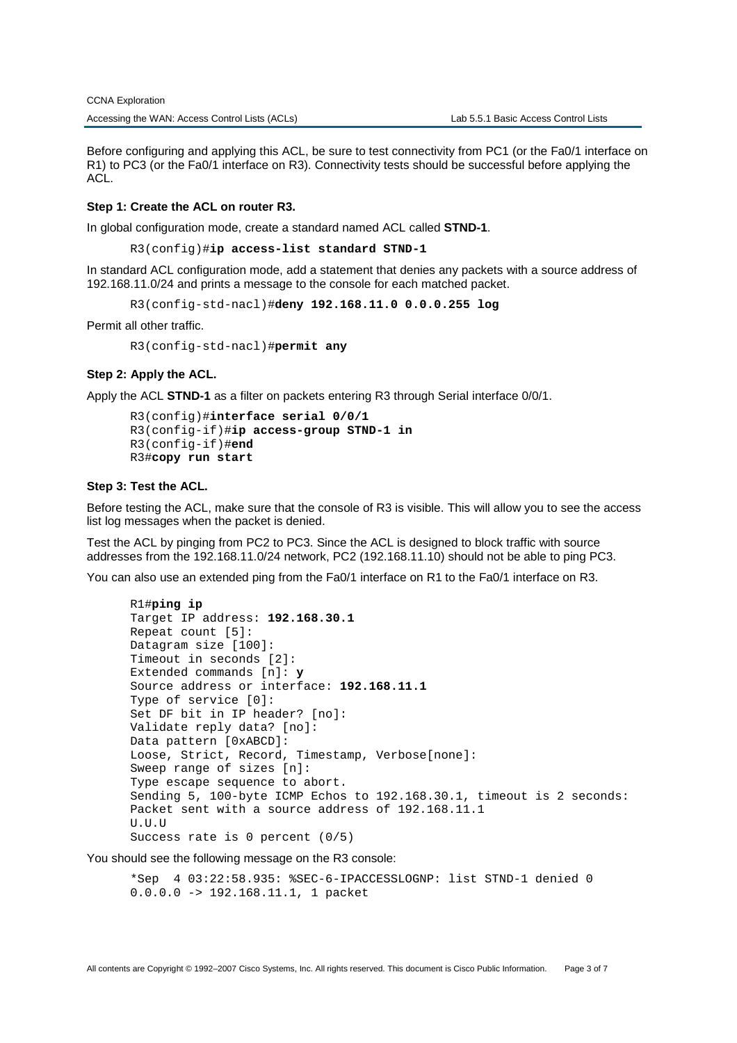Before configuring and applying this ACL, be sure to test connectivity from PC1 (or the Fa0/1 interface on R1) to PC3 (or the Fa0/1 interface on R3). Connectivity tests should be successful before applying the ACL.

**Step 1: Create the ACL on router R3.**

In global configuration mode, create a standard named ACL called **STND-1**.

```
R3(config)#ip access-list standard STND-1
```

In standard ACL configuration mode, add a statement that denies any packets with a source address of 192.168.11.0/24 and prints a message to the console for each matched packet.

```
R3(config-std-nacl)#deny 192.168.11.0 0.0.0.255 log
```

Permit all other traffic.

```
R3(config-std-nacl)#permit any
```

**Step 2: Apply the ACL.**

Apply the ACL **STND-1** as a filter on packets entering R3 through Serial interface 0/0/1.

```
R3(config)#interface serial 0/0/1
R3(config-if)#ip access-group STND-1 in
R3(config-if)#end
R3#copy run start
```

**Step 3: Test the ACL.**

Before testing the ACL, make sure that the console of R3 is visible. This will allow you to see the access list log messages when the packet is denied.

Test the ACL by pinging from PC2 to PC3. Since the ACL is designed to block traffic with source addresses from the 192.168.11.0/24 network, PC2 (192.168.11.10) should not be able to ping PC3.

You can also use an extended ping from the Fa0/1 interface on R1 to the Fa0/1 interface on R3.

```
R1#ping ip
Target IP address: 192.168.30.1
Repeat count [5]:
Datagram size [100]:
Timeout in seconds [2]:
Extended commands [n]: y
Source address or interface: 192.168.11.1
Type of service [0]:
Set DF bit in IP header? [no]:
Validate reply data? [no]:
Data pattern [0xABCD]:
Loose, Strict, Record, Timestamp, Verbose[none]:
Sweep range of sizes [n]:
Type escape sequence to abort.
Sending 5, 100-byte ICMP Echos to 192.168.30.1, timeout is 2 seconds:
Packet sent with a source address of 192.168.11.1
U.U.U
Success rate is 0 percent (0/5)
```

You should see the following message on the R3 console:

```
*Sep  4 03:22:58.935: %SEC-6-IPACCESSLOGNP: list STND-1 denied 0
0.0.0.0 -> 192.168.11.1, 1 packet
```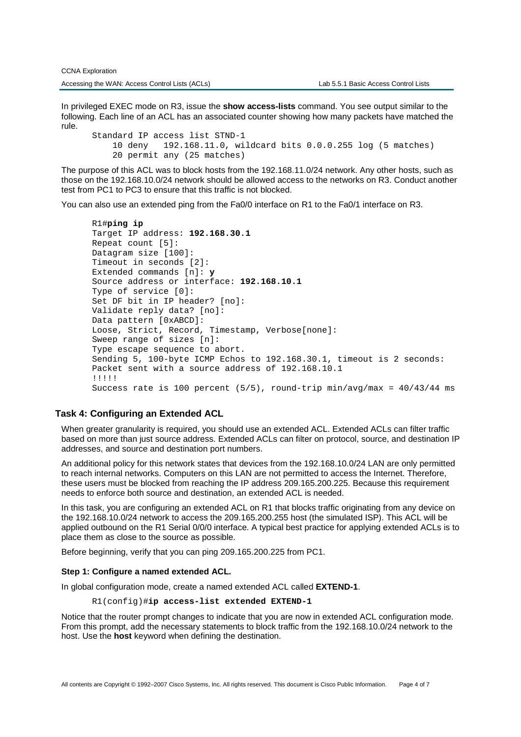In privileged EXEC mode on R3, issue the **show access-lists** command. You see output similar to the following. Each line of an ACL has an associated counter showing how many packets have matched the rule.

```
Standard IP access list STND-1
    10 deny   192.168.11.0, wildcard bits 0.0.0.255 log (5 matches)
    20 permit any (25 matches)
```

The purpose of this ACL was to block hosts from the 192.168.11.0/24 network. Any other hosts, such as those on the 192.168.10.0/24 network should be allowed access to the networks on R3. Conduct another test from PC1 to PC3 to ensure that this traffic is not blocked.

You can also use an extended ping from the Fa0/0 interface on R1 to the Fa0/1 interface on R3.

```
R1#ping ip
Target IP address: 192.168.30.1
Repeat count [5]:
Datagram size [100]:
Timeout in seconds [2]:
Extended commands [n]: y
Source address or interface: 192.168.10.1
Type of service [0]:
Set DF bit in IP header? [no]:
Validate reply data? [no]:
Data pattern [0xABCD]:
Loose, Strict, Record, Timestamp, Verbose[none]:
Sweep range of sizes [n]:
Type escape sequence to abort.
Sending 5, 100-byte ICMP Echos to 192.168.30.1, timeout is 2 seconds:
Packet sent with a source address of 192.168.10.1
!!!!!
Success rate is 100 percent (5/5), round-trip min/avg/max = 40/43/44 ms
```

### Task 4: Configuring an Extended ACL

When greater granularity is required, you should use an extended ACL. Extended ACLs can filter traffic based on more than just source address. Extended ACLs can filter on protocol, source, and destination IP addresses, and source and destination port numbers.

An additional policy for this network states that devices from the 192.168.10.0/24 LAN are only permitted to reach internal networks. Computers on this LAN are not permitted to access the Internet. Therefore, these users must be blocked from reaching the IP address 209.165.200.225. Because this requirement needs to enforce both source and destination, an extended ACL is needed.

In this task, you are configuring an extended ACL on R1 that blocks traffic originating from any device on the 192.168.10.0/24 network to access the 209.165.200.255 host (the simulated ISP). This ACL will be applied outbound on the R1 Serial 0/0/0 interface. A typical best practice for applying extended ACLs is to place them as close to the source as possible.

Before beginning, verify that you can ping 209.165.200.225 from PC1.

#### Step 1: Configure a named extended ACL.

In global configuration mode, create a named extended ACL called **EXTEND-1**.

```
R1(config)#ip access-list extended EXTEND-1
```

Notice that the router prompt changes to indicate that you are now in extended ACL configuration mode. From this prompt, add the necessary statements to block traffic from the 192.168.10.0/24 network to the host. Use the **host** keyword when defining the destination.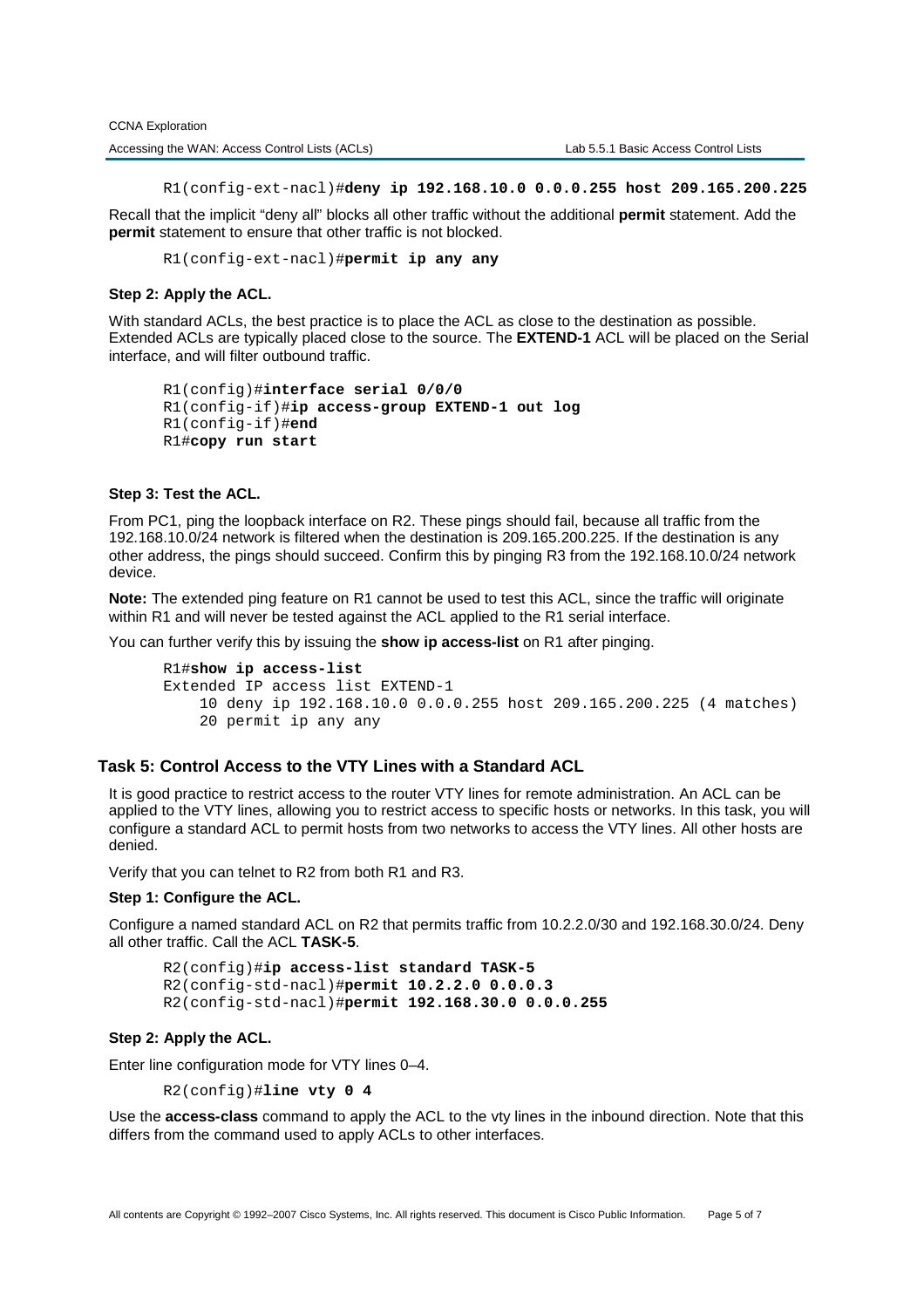```
R1(config-ext-nacl)#deny ip 192.168.10.0 0.0.0.255 host 209.165.200.225
```

Recall that the implicit "deny all" blocks all other traffic without the additional **permit** statement. Add the **permit** statement to ensure that other traffic is not blocked.

```
R1(config-ext-nacl)#permit ip any any
```

**Step 2: Apply the ACL.**

With standard ACLs, the best practice is to place the ACL as close to the destination as possible. Extended ACLs are typically placed close to the source. The **EXTEND-1** ACL will be placed on the Serial interface, and will filter outbound traffic.

```
R1(config)#interface serial 0/0/0
R1(config-if)#ip access-group EXTEND-1 out log
R1(config-if)#end
R1#copy run start
```

**Step 3: Test the ACL.**

From PC1, ping the loopback interface on R2. These pings should fail, because all traffic from the 192.168.10.0/24 network is filtered when the destination is 209.165.200.225. If the destination is any other address, the pings should succeed. Confirm this by pinging R3 from the 192.168.10.0/24 network device.

**Note:** The extended ping feature on R1 cannot be used to test this ACL, since the traffic will originate within R1 and will never be tested against the ACL applied to the R1 serial interface.

You can further verify this by issuing the **show ip access-list** on R1 after pinging.

```
R1#show ip access-list
Extended IP access list EXTEND-1
    10 deny ip 192.168.10.0 0.0.0.255 host 209.165.200.225 (4 matches)
    20 permit ip any any
```

### Task 5: Control Access to the VTY Lines with a Standard ACL

It is good practice to restrict access to the router VTY lines for remote administration. An ACL can be applied to the VTY lines, allowing you to restrict access to specific hosts or networks. In this task, you will configure a standard ACL to permit hosts from two networks to access the VTY lines. All other hosts are denied.

Verify that you can telnet to R2 from both R1 and R3.

**Step 1: Configure the ACL.**

Configure a named standard ACL on R2 that permits traffic from 10.2.2.0/30 and 192.168.30.0/24. Deny all other traffic. Call the ACL **TASK-5**.

```
R2(config)#ip access-list standard TASK-5
R2(config-std-nacl)#permit 10.2.2.0 0.0.0.3
R2(config-std-nacl)#permit 192.168.30.0 0.0.0.255
```

**Step 2: Apply the ACL.**

Enter line configuration mode for VTY lines 0–4.

```
R2(config)#line vty 0 4
```

Use the **access-class** command to apply the ACL to the vty lines in the inbound direction. Note that this differs from the command used to apply ACLs to other interfaces.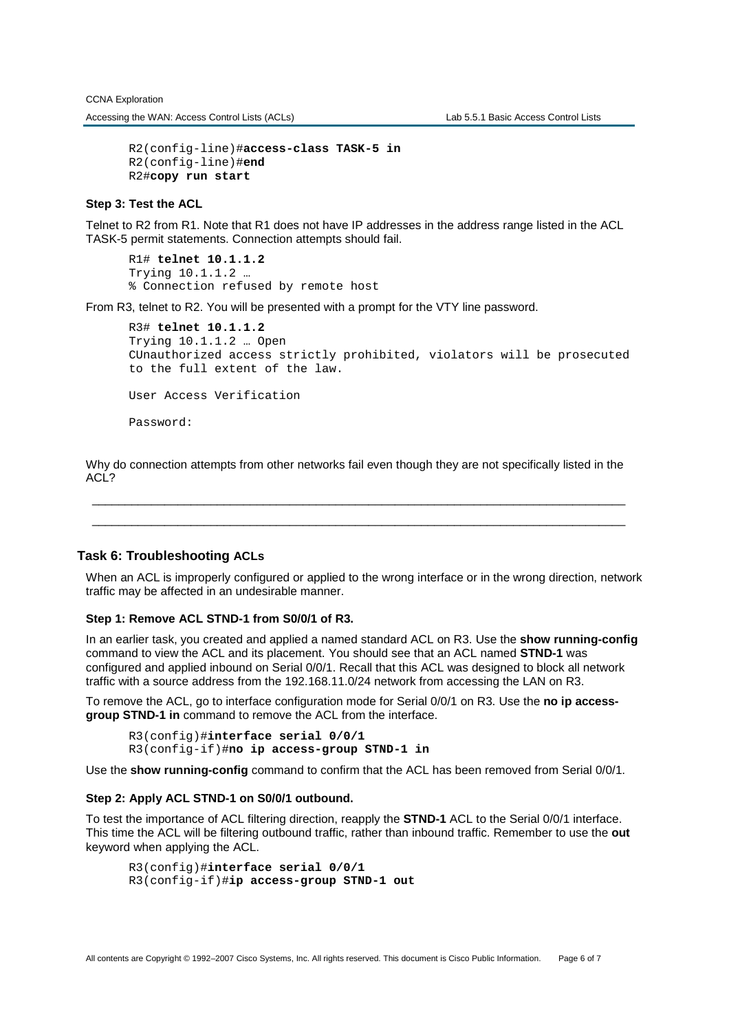```
R2(config-line)#access-class TASK-5 in
R2(config-line)#end
R2#copy run start
```

### Step 3: Test the ACL

Telnet to R2 from R1. Note that R1 does not have IP addresses in the address range listed in the ACL TASK-5 permit statements. Connection attempts should fail.

```
R1# telnet 10.1.1.2
Trying 10.1.1.2 …
% Connection refused by remote host
```

From R3, telnet to R2. You will be presented with a prompt for the VTY line password.

```
R3# telnet 10.1.1.2
Trying 10.1.1.2 … Open
CUnauthorized access strictly prohibited, violators will be prosecuted
to the full extent of the law.

User Access Verification

Password:
```

Why do connection attempts from other networks fail even though they are not specifically listed in the ACL?

__________________________________________________________________________________

__________________________________________________________________________________

## Task 6: Troubleshooting ACLs

When an ACL is improperly configured or applied to the wrong interface or in the wrong direction, network traffic may be affected in an undesirable manner.

### Step 1: Remove ACL STND-1 from S0/0/1 of R3.

In an earlier task, you created and applied a named standard ACL on R3. Use the **show running-config** command to view the ACL and its placement. You should see that an ACL named **STND-1** was configured and applied inbound on Serial 0/0/1. Recall that this ACL was designed to block all network traffic with a source address from the 192.168.11.0/24 network from accessing the LAN on R3.

To remove the ACL, go to interface configuration mode for Serial 0/0/1 on R3. Use the **no ip access-group STND-1 in** command to remove the ACL from the interface.

```
R3(config)#interface serial 0/0/1
R3(config-if)#no ip access-group STND-1 in
```

Use the **show running-config** command to confirm that the ACL has been removed from Serial 0/0/1.

### Step 2: Apply ACL STND-1 on S0/0/1 outbound.

To test the importance of ACL filtering direction, reapply the **STND-1** ACL to the Serial 0/0/1 interface. This time the ACL will be filtering outbound traffic, rather than inbound traffic. Remember to use the **out** keyword when applying the ACL.

```
R3(config)#interface serial 0/0/1
R3(config-if)#ip access-group STND-1 out
```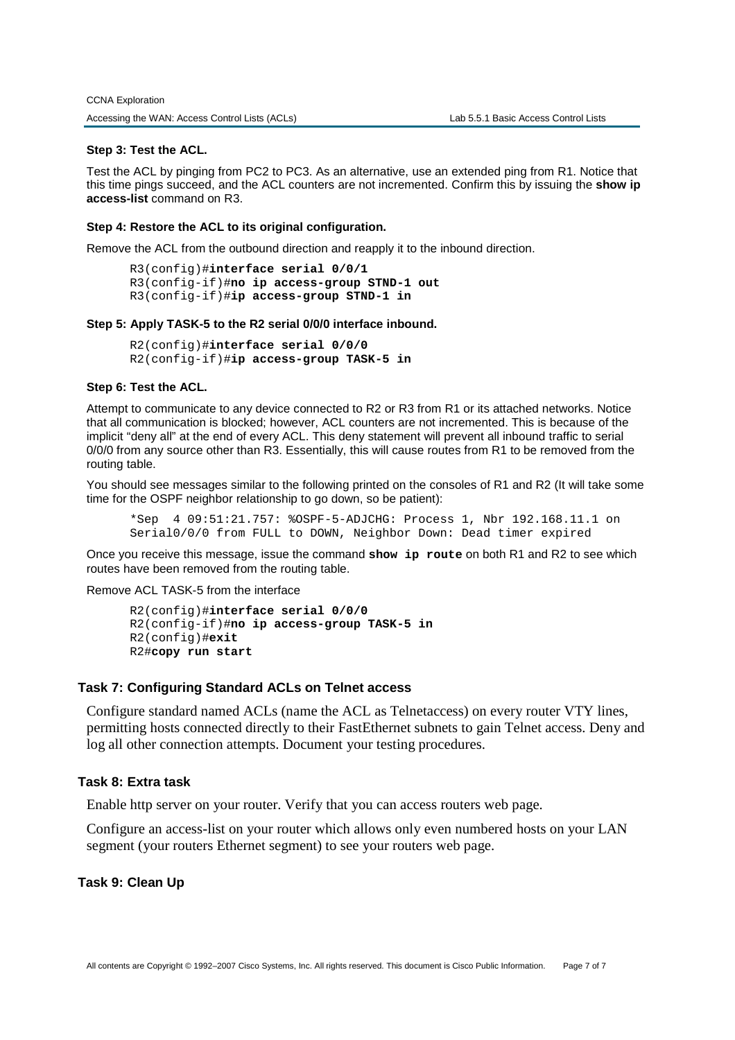**Step 3: Test the ACL.**

Test the ACL by pinging from PC2 to PC3. As an alternative, use an extended ping from R1. Notice that this time pings succeed, and the ACL counters are not incremented. Confirm this by issuing the **show ip access-list** command on R3.

**Step 4: Restore the ACL to its original configuration.**

Remove the ACL from the outbound direction and reapply it to the inbound direction.

```
R3(config)#interface serial 0/0/1
R3(config-if)#no ip access-group STND-1 out
R3(config-if)#ip access-group STND-1 in
```

**Step 5: Apply TASK-5 to the R2 serial 0/0/0 interface inbound.**

```
R2(config)#interface serial 0/0/0
R2(config-if)#ip access-group TASK-5 in
```

**Step 6: Test the ACL.**

Attempt to communicate to any device connected to R2 or R3 from R1 or its attached networks. Notice that all communication is blocked; however, ACL counters are not incremented. This is because of the implicit "deny all" at the end of every ACL. This deny statement will prevent all inbound traffic to serial 0/0/0 from any source other than R3. Essentially, this will cause routes from R1 to be removed from the routing table.

You should see messages similar to the following printed on the consoles of R1 and R2 (It will take some time for the OSPF neighbor relationship to go down, so be patient):

```
*Sep  4 09:51:21.757: %OSPF-5-ADJCHG: Process 1, Nbr 192.168.11.1 on
Serial0/0/0 from FULL to DOWN, Neighbor Down: Dead timer expired
```

Once you receive this message, issue the command **show ip route** on both R1 and R2 to see which routes have been removed from the routing table.

Remove ACL TASK-5 from the interface

```
R2(config)#interface serial 0/0/0
R2(config-if)#no ip access-group TASK-5 in
R2(config)#exit
R2#copy run start
```

### Task 7: Configuring Standard ACLs on Telnet access

Configure standard named ACLs (name the ACL as Telnetaccess) on every router VTY lines, permitting hosts connected directly to their FastEthernet subnets to gain Telnet access. Deny and log all other connection attempts. Document your testing procedures.

### Task 8: Extra task

Enable http server on your router. Verify that you can access routers web page.

Configure an access-list on your router which allows only even numbered hosts on your LAN segment (your routers Ethernet segment) to see your routers web page.

### Task 9: Clean Up